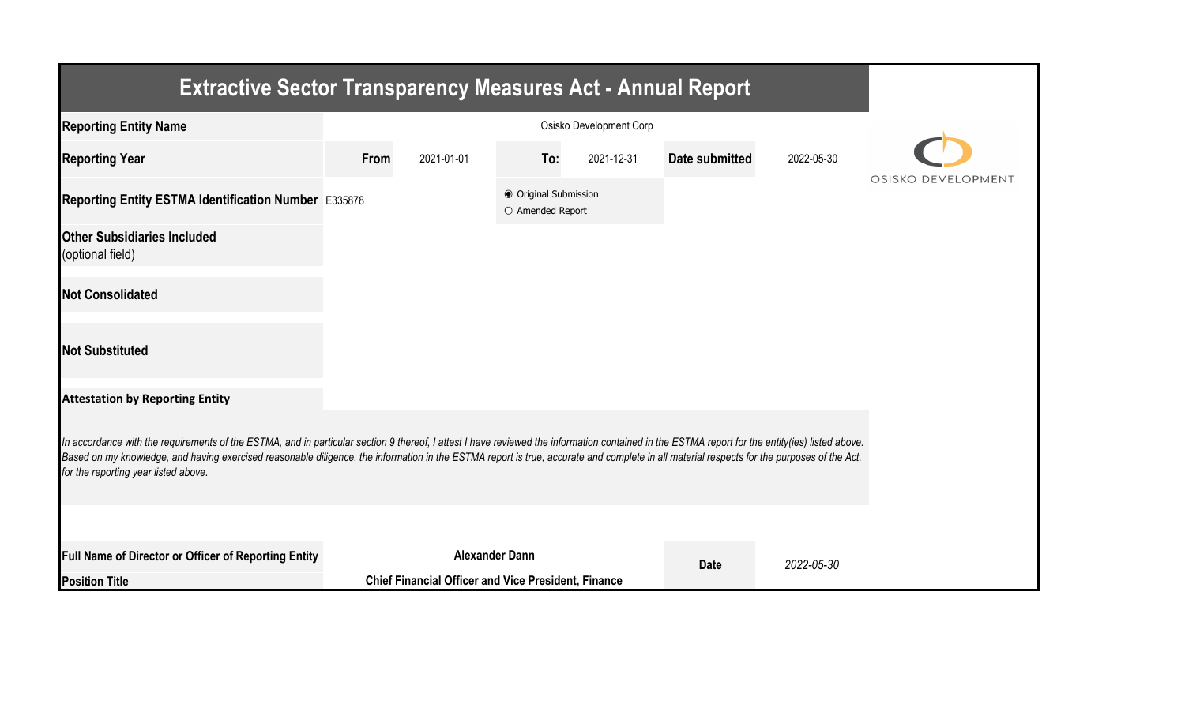# Extractive Sector Transparency Measures Act - Annual Report

| | | | | | | |
|---|---|---|---|---|---|---|
| **Reporting Entity Name** | Osisko Development Corp | | | | | |
| **Reporting Year** | **From** | 2021-01-01 | **To:** | 2021-12-31 | **Date submitted** | 2022-05-30 |
| **Reporting Entity ESTMA Identification Number** | E335878 | | ◉ Original Submission<br>○ Amended Report | | | |
| **Other Subsidiaries Included** (optional field) | | | | | | |
| **Not Consolidated** | | | | | | |
| **Not Substituted** | | | | | | |

OSISKO DEVELOPMENT

**Attestation by Reporting Entity**

*In accordance with the requirements of the ESTMA, and in particular section 9 thereof, I attest I have reviewed the information contained in the ESTMA report for the entity(ies) listed above. Based on my knowledge, and having exercised reasonable diligence, the information in the ESTMA report is true, accurate and complete in all material respects for the purposes of the Act, for the reporting year listed above.*

| | | | |
|---|---|---|---|
| **Full Name of Director or Officer of Reporting Entity** | **Alexander Dann** | **Date** | *2022-05-30* |
| **Position Title** | **Chief Financial Officer and Vice President, Finance** | | |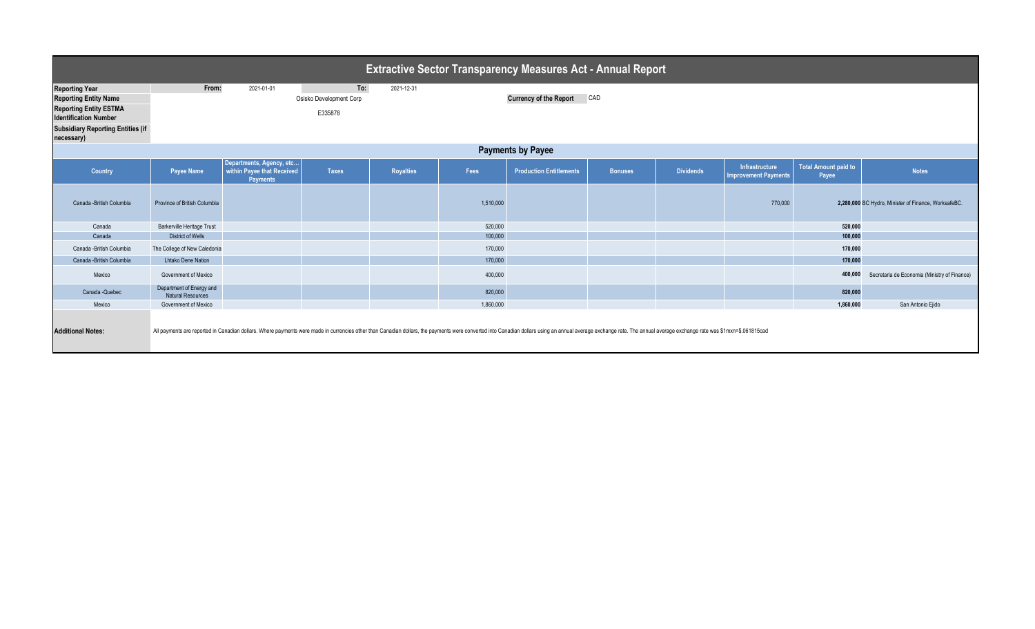# Extractive Sector Transparency Measures Act - Annual Report

| | | | | |
|---|---|---|---|---|
| **Reporting Year** | **From:** | 2021-01-01 | **To:** | 2021-12-31 |
| **Reporting Entity Name** | Osisko Development Corp | | **Currency of the Report** | CAD |
| **Reporting Entity ESTMA Identification Number** | E335878 | | | |
| **Subsidiary Reporting Entities (if necessary)** | | | | |

## Payments by Payee

| Country | Payee Name | Departments, Agency, etc... within Payee that Received Payments | Taxes | Royalties | Fees | Production Entitlements | Bonuses | Dividends | Infrastructure Improvement Payments | Total Amount paid to Payee | Notes |
|---|---|---|---|---|---|---|---|---|---|---|---|
| Canada -British Columbia | Province of British Columbia | | | | 1,510,000 | | | | 770,000 | **2,280,000** | BC Hydro, Minister of Finance, WorksafeBC. |
| Canada | Barkerville Heritage Trust | | | | 520,000 | | | | | **520,000** | |
| Canada | District of Wells | | | | 100,000 | | | | | **100,000** | |
| Canada -British Columbia | The College of New Caledonia | | | | 170,000 | | | | | **170,000** | |
| Canada -British Columbia | Lhtako Dene Nation | | | | 170,000 | | | | | **170,000** | |
| Mexico | Government of Mexico | | | | 400,000 | | | | | **400,000** | Secretaria de Economia (Ministry of Finance) |
| Canada -Quebec | Department of Energy and Natural Resources | | | | 820,000 | | | | | **820,000** | |
| Mexico | Government of Mexico | | | | 1,860,000 | | | | | **1,860,000** | San Antonio Ejido |

**Additional Notes:** All payments are reported in Canadian dollars. Where payments were made in currencies other than Canadian dollars, the payments were converted into Canadian dollars using an annual average exchange rate. The annual average exchange rate was $1mxn=$.061815cad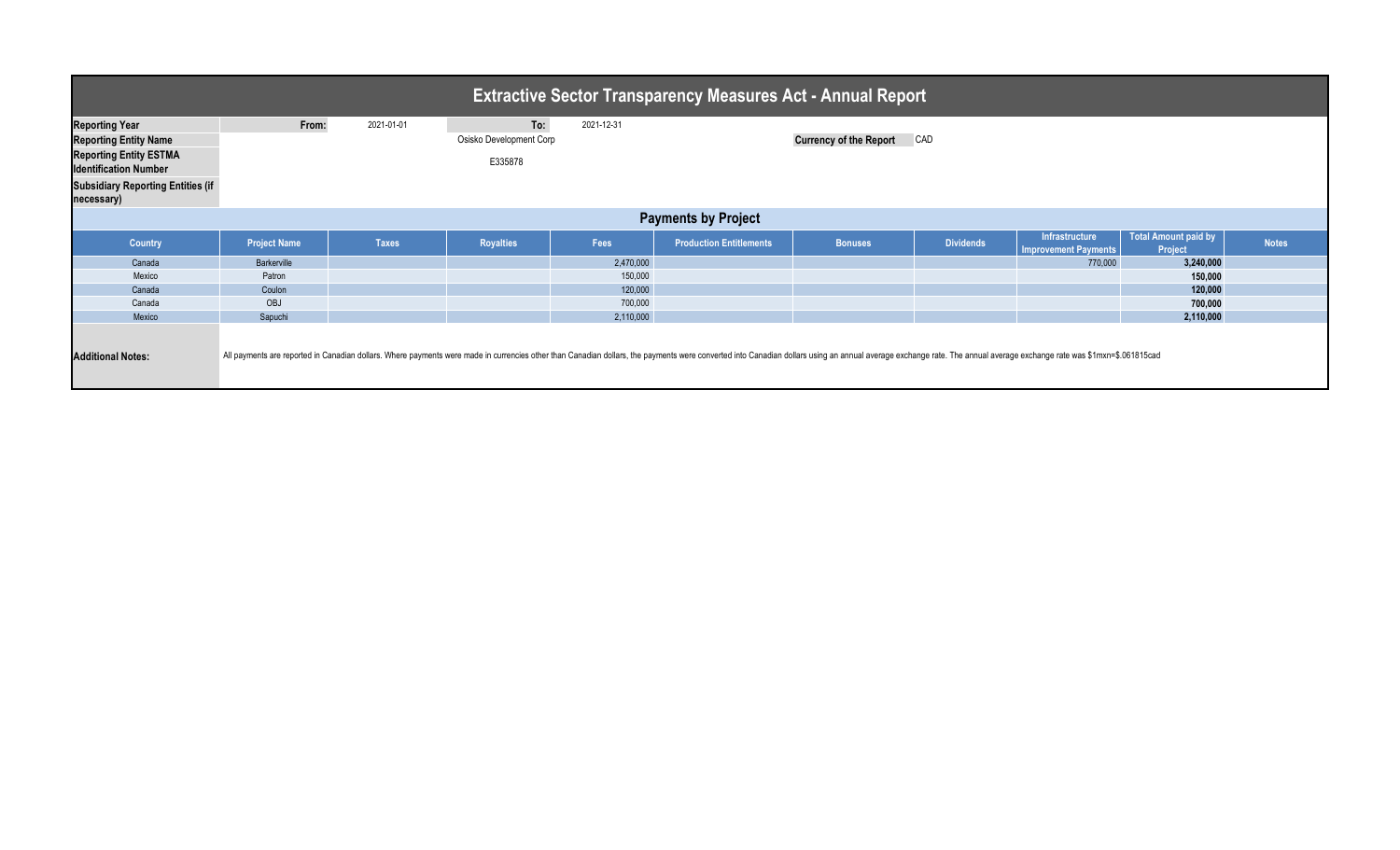# Extractive Sector Transparency Measures Act - Annual Report

| | | | |
|---|---|---|---|
| **Reporting Year** | From: 2021-01-01 | To: 2021-12-31 | |
| **Reporting Entity Name** | Osisko Development Corp | **Currency of the Report** | CAD |
| **Reporting Entity ESTMA Identification Number** | E335878 | | |
| **Subsidiary Reporting Entities (if necessary)** | | | |

## Payments by Project

| Country | Project Name | Taxes | Royalties | Fees | Production Entitlements | Bonuses | Dividends | Infrastructure Improvement Payments | Total Amount paid by Project | Notes |
|---|---|---|---|---|---|---|---|---|---|---|
| Canada | Barkerville | | | 2,470,000 | | | | 770,000 | **3,240,000** | |
| Mexico | Patron | | | 150,000 | | | | | **150,000** | |
| Canada | Coulon | | | 120,000 | | | | | **120,000** | |
| Canada | OBJ | | | 700,000 | | | | | **700,000** | |
| Mexico | Sapuchi | | | 2,110,000 | | | | | **2,110,000** | |

**Additional Notes:** All payments are reported in Canadian dollars. Where payments were made in currencies other than Canadian dollars, the payments were converted into Canadian dollars using an annual average exchange rate. The annual average exchange rate was $1mxn=$.061815cad